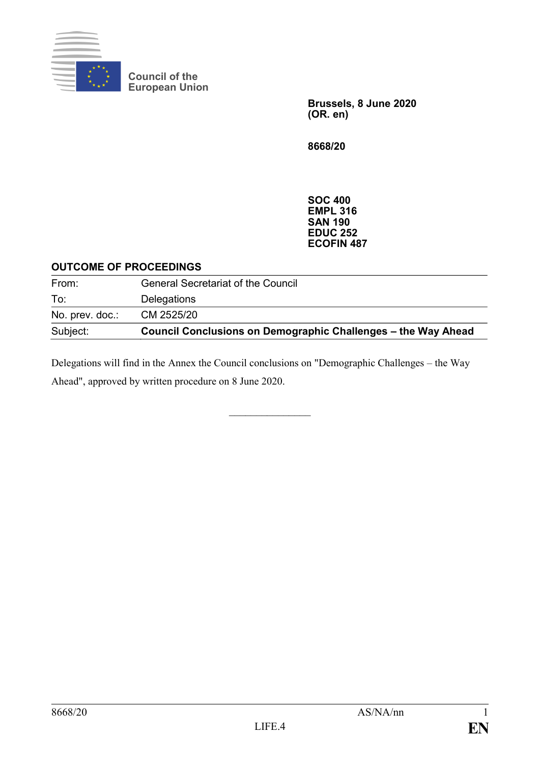Council of the
European Union

**Brussels, 8 June 2020**
**(OR. en)**

**8668/20**

**SOC 400**
**EMPL 316**
**SAN 190**
**EDUC 252**
**ECOFIN 487**

**OUTCOME OF PROCEEDINGS**

| | |
|---|---|
| From: | General Secretariat of the Council |
| To: | Delegations |
| No. prev. doc.: | CM 2525/20 |
| Subject: | **Council Conclusions on Demographic Challenges – the Way Ahead** |

Delegations will find in the Annex the Council conclusions on "Demographic Challenges – the Way Ahead", approved by written procedure on 8 June 2020.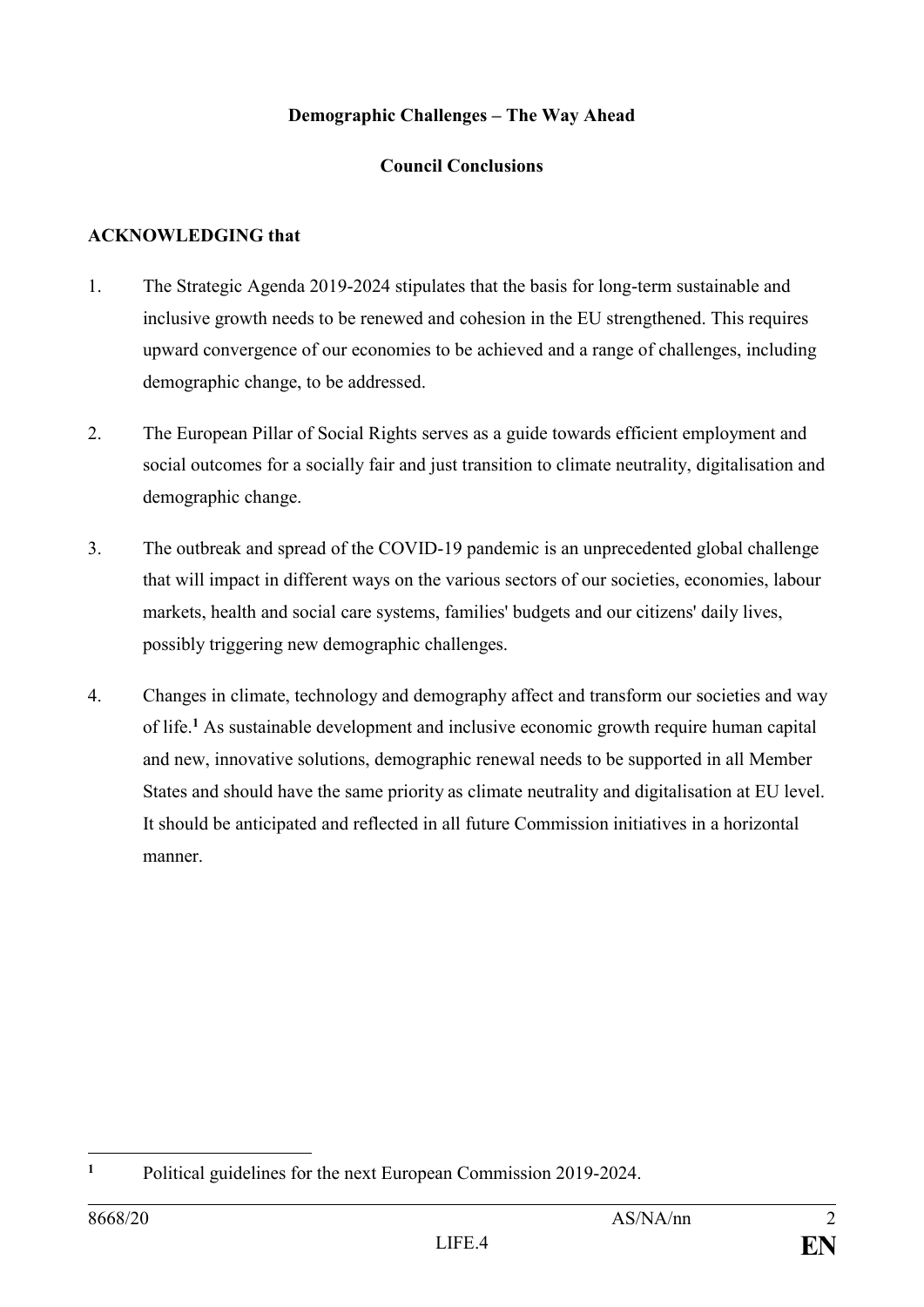**Demographic Challenges – The Way Ahead**

**Council Conclusions**

**ACKNOWLEDGING that**

1. The Strategic Agenda 2019-2024 stipulates that the basis for long-term sustainable and inclusive growth needs to be renewed and cohesion in the EU strengthened. This requires upward convergence of our economies to be achieved and a range of challenges, including demographic change, to be addressed.

2. The European Pillar of Social Rights serves as a guide towards efficient employment and social outcomes for a socially fair and just transition to climate neutrality, digitalisation and demographic change.

3. The outbreak and spread of the COVID-19 pandemic is an unprecedented global challenge that will impact in different ways on the various sectors of our societies, economies, labour markets, health and social care systems, families' budgets and our citizens' daily lives, possibly triggering new demographic challenges.

4. Changes in climate, technology and demography affect and transform our societies and way of life.[1] As sustainable development and inclusive economic growth require human capital and new, innovative solutions, demographic renewal needs to be supported in all Member States and should have the same priority as climate neutrality and digitalisation at EU level. It should be anticipated and reflected in all future Commission initiatives in a horizontal manner.

[1] Political guidelines for the next European Commission 2019-2024.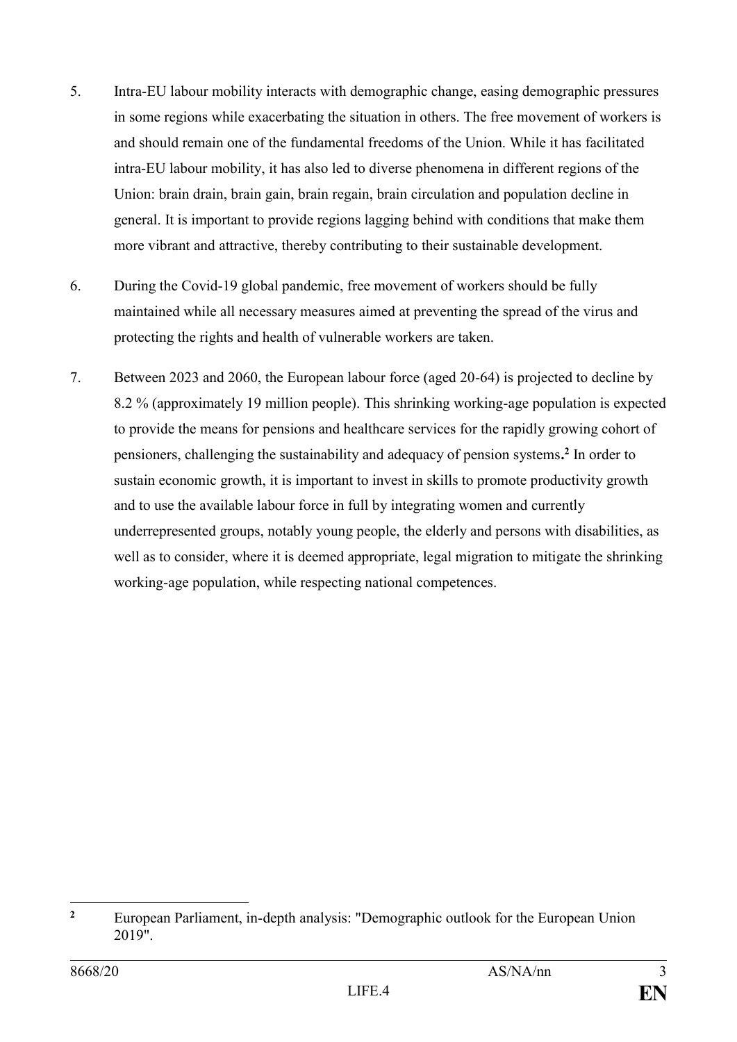5. Intra-EU labour mobility interacts with demographic change, easing demographic pressures in some regions while exacerbating the situation in others. The free movement of workers is and should remain one of the fundamental freedoms of the Union. While it has facilitated intra-EU labour mobility, it has also led to diverse phenomena in different regions of the Union: brain drain, brain gain, brain regain, brain circulation and population decline in general. It is important to provide regions lagging behind with conditions that make them more vibrant and attractive, thereby contributing to their sustainable development.

6. During the Covid-19 global pandemic, free movement of workers should be fully maintained while all necessary measures aimed at preventing the spread of the virus and protecting the rights and health of vulnerable workers are taken.

7. Between 2023 and 2060, the European labour force (aged 20-64) is projected to decline by 8.2 % (approximately 19 million people). This shrinking working-age population is expected to provide the means for pensions and healthcare services for the rapidly growing cohort of pensioners, challenging the sustainability and adequacy of pension systems.[2] In order to sustain economic growth, it is important to invest in skills to promote productivity growth and to use the available labour force in full by integrating women and currently underrepresented groups, notably young people, the elderly and persons with disabilities, as well as to consider, where it is deemed appropriate, legal migration to mitigate the shrinking working-age population, while respecting national competences.

---

[2] European Parliament, in-depth analysis: "Demographic outlook for the European Union 2019".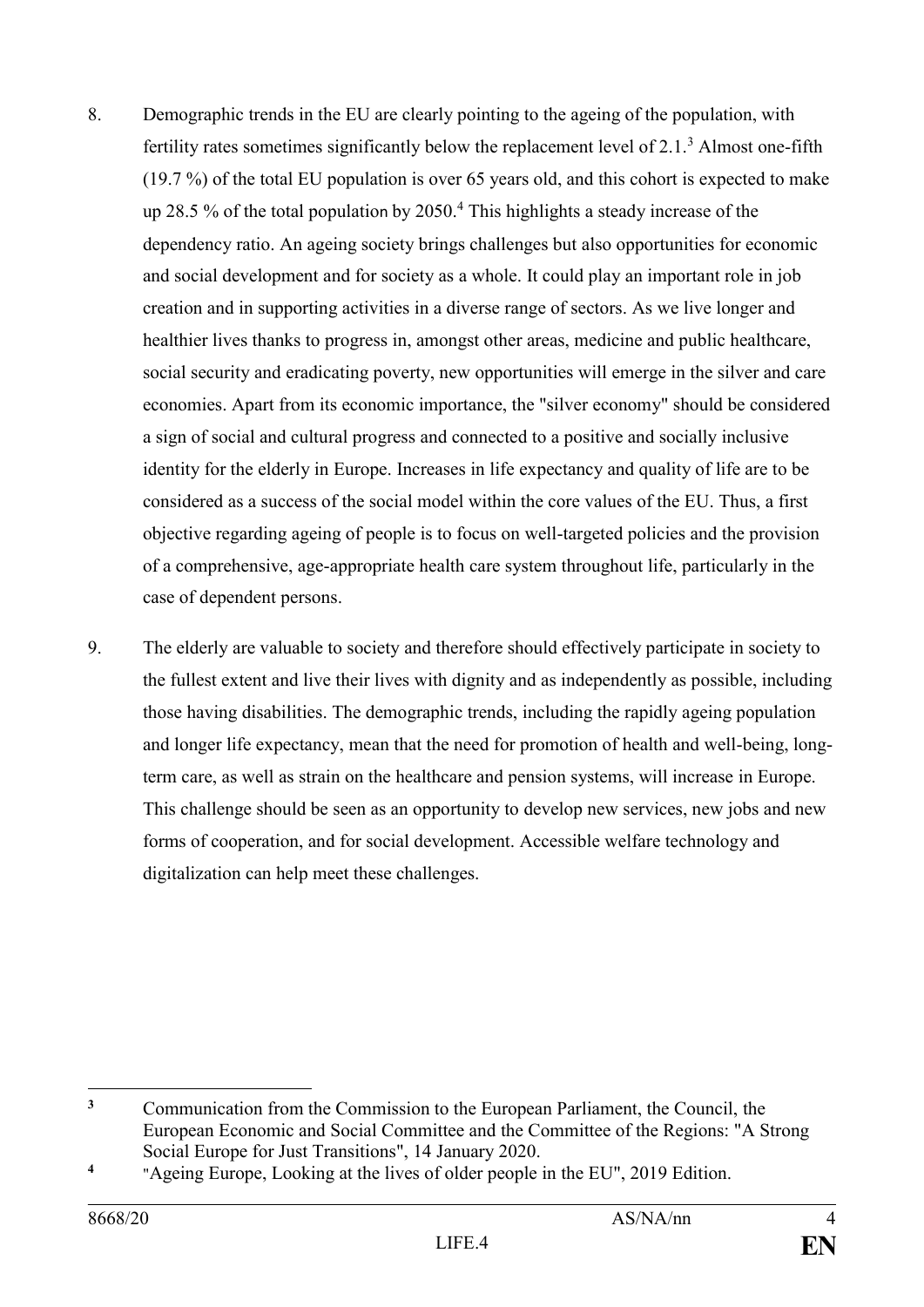8. Demographic trends in the EU are clearly pointing to the ageing of the population, with fertility rates sometimes significantly below the replacement level of 2.1.[3] Almost one-fifth (19.7 %) of the total EU population is over 65 years old, and this cohort is expected to make up 28.5 % of the total population by 2050.[4] This highlights a steady increase of the dependency ratio. An ageing society brings challenges but also opportunities for economic and social development and for society as a whole. It could play an important role in job creation and in supporting activities in a diverse range of sectors. As we live longer and healthier lives thanks to progress in, amongst other areas, medicine and public healthcare, social security and eradicating poverty, new opportunities will emerge in the silver and care economies. Apart from its economic importance, the "silver economy" should be considered a sign of social and cultural progress and connected to a positive and socially inclusive identity for the elderly in Europe. Increases in life expectancy and quality of life are to be considered as a success of the social model within the core values of the EU. Thus, a first objective regarding ageing of people is to focus on well-targeted policies and the provision of a comprehensive, age-appropriate health care system throughout life, particularly in the case of dependent persons.

9. The elderly are valuable to society and therefore should effectively participate in society to the fullest extent and live their lives with dignity and as independently as possible, including those having disabilities. The demographic trends, including the rapidly ageing population and longer life expectancy, mean that the need for promotion of health and well-being, long-term care, as well as strain on the healthcare and pension systems, will increase in Europe. This challenge should be seen as an opportunity to develop new services, new jobs and new forms of cooperation, and for social development. Accessible welfare technology and digitalization can help meet these challenges.

---

[3] Communication from the Commission to the European Parliament, the Council, the European Economic and Social Committee and the Committee of the Regions: "A Strong Social Europe for Just Transitions", 14 January 2020.

[4] "Ageing Europe, Looking at the lives of older people in the EU", 2019 Edition.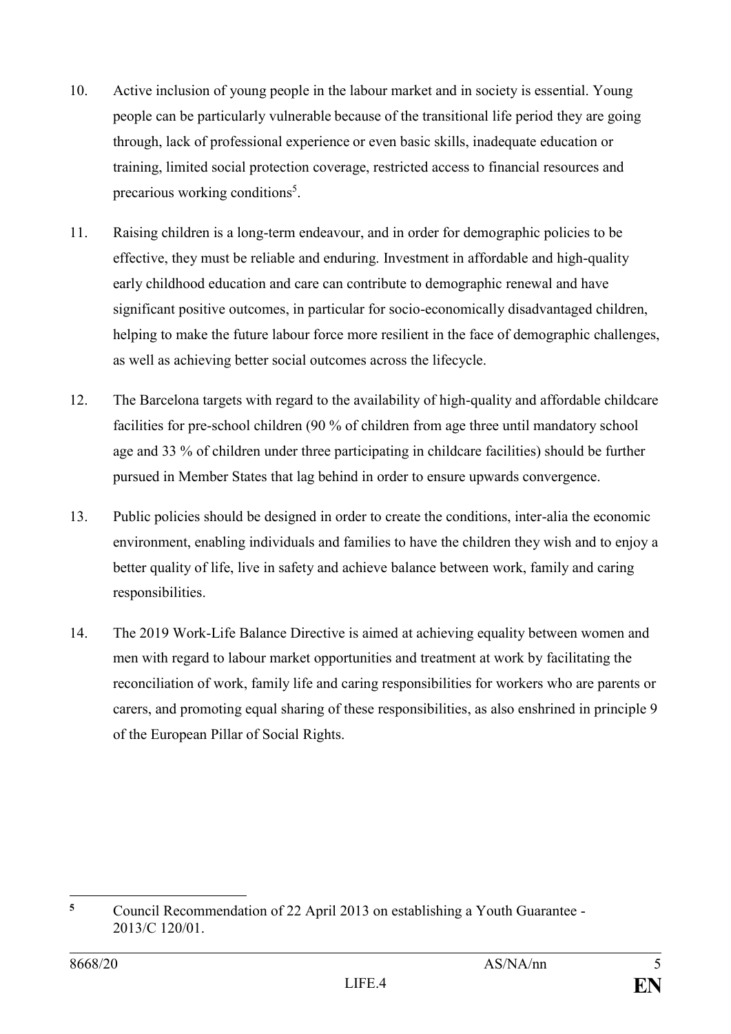10. Active inclusion of young people in the labour market and in society is essential. Young people can be particularly vulnerable because of the transitional life period they are going through, lack of professional experience or even basic skills, inadequate education or training, limited social protection coverage, restricted access to financial resources and precarious working conditions[5].

11. Raising children is a long-term endeavour, and in order for demographic policies to be effective, they must be reliable and enduring. Investment in affordable and high-quality early childhood education and care can contribute to demographic renewal and have significant positive outcomes, in particular for socio-economically disadvantaged children, helping to make the future labour force more resilient in the face of demographic challenges, as well as achieving better social outcomes across the lifecycle.

12. The Barcelona targets with regard to the availability of high-quality and affordable childcare facilities for pre-school children (90 % of children from age three until mandatory school age and 33 % of children under three participating in childcare facilities) should be further pursued in Member States that lag behind in order to ensure upwards convergence.

13. Public policies should be designed in order to create the conditions, inter-alia the economic environment, enabling individuals and families to have the children they wish and to enjoy a better quality of life, live in safety and achieve balance between work, family and caring responsibilities.

14. The 2019 Work-Life Balance Directive is aimed at achieving equality between women and men with regard to labour market opportunities and treatment at work by facilitating the reconciliation of work, family life and caring responsibilities for workers who are parents or carers, and promoting equal sharing of these responsibilities, as also enshrined in principle 9 of the European Pillar of Social Rights.

---

[5] Council Recommendation of 22 April 2013 on establishing a Youth Guarantee - 2013/C 120/01.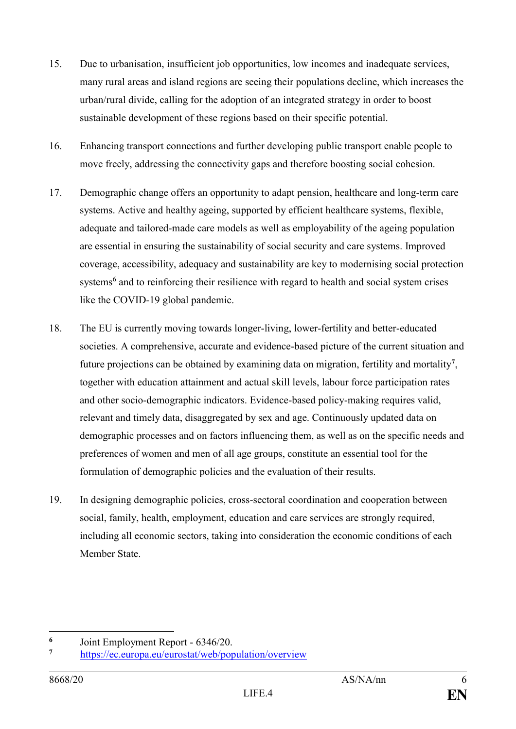15. Due to urbanisation, insufficient job opportunities, low incomes and inadequate services, many rural areas and island regions are seeing their populations decline, which increases the urban/rural divide, calling for the adoption of an integrated strategy in order to boost sustainable development of these regions based on their specific potential.

16. Enhancing transport connections and further developing public transport enable people to move freely, addressing the connectivity gaps and therefore boosting social cohesion.

17. Demographic change offers an opportunity to adapt pension, healthcare and long-term care systems. Active and healthy ageing, supported by efficient healthcare systems, flexible, adequate and tailored-made care models as well as employability of the ageing population are essential in ensuring the sustainability of social security and care systems. Improved coverage, accessibility, adequacy and sustainability are key to modernising social protection systems[6] and to reinforcing their resilience with regard to health and social system crises like the COVID-19 global pandemic.

18. The EU is currently moving towards longer-living, lower-fertility and better-educated societies. A comprehensive, accurate and evidence-based picture of the current situation and future projections can be obtained by examining data on migration, fertility and mortality[7], together with education attainment and actual skill levels, labour force participation rates and other socio-demographic indicators. Evidence-based policy-making requires valid, relevant and timely data, disaggregated by sex and age. Continuously updated data on demographic processes and on factors influencing them, as well as on the specific needs and preferences of women and men of all age groups, constitute an essential tool for the formulation of demographic policies and the evaluation of their results.

19. In designing demographic policies, cross-sectoral coordination and cooperation between social, family, health, employment, education and care services are strongly required, including all economic sectors, taking into consideration the economic conditions of each Member State.

---

[6] Joint Employment Report - 6346/20.

[7] https://ec.europa.eu/eurostat/web/population/overview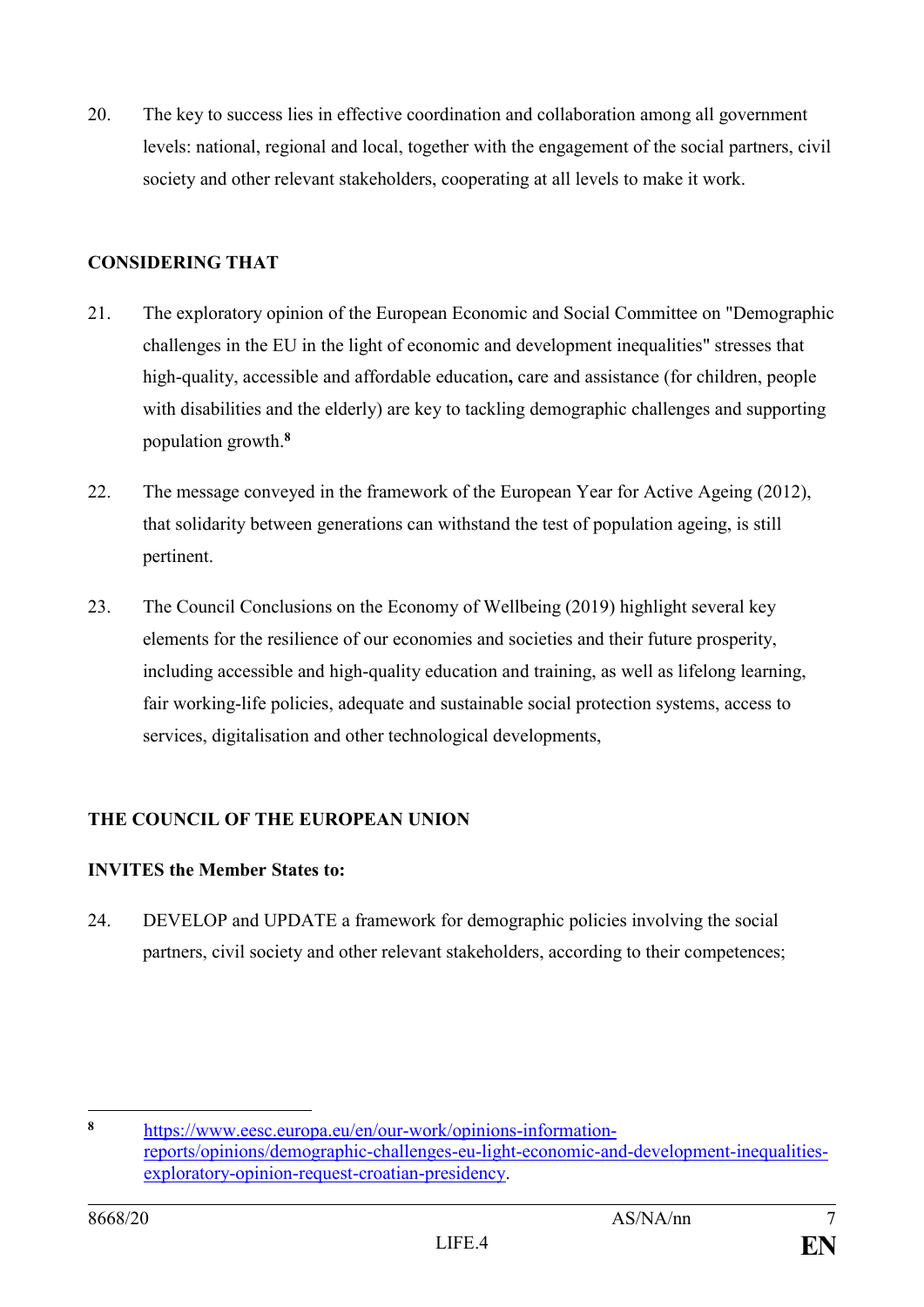20. The key to success lies in effective coordination and collaboration among all government levels: national, regional and local, together with the engagement of the social partners, civil society and other relevant stakeholders, cooperating at all levels to make it work.

**CONSIDERING THAT**

21. The exploratory opinion of the European Economic and Social Committee on "Demographic challenges in the EU in the light of economic and development inequalities" stresses that high-quality, accessible and affordable education**,** care and assistance (for children, people with disabilities and the elderly) are key to tackling demographic challenges and supporting population growth.[8]

22. The message conveyed in the framework of the European Year for Active Ageing (2012), that solidarity between generations can withstand the test of population ageing, is still pertinent.

23. The Council Conclusions on the Economy of Wellbeing (2019) highlight several key elements for the resilience of our economies and societies and their future prosperity, including accessible and high-quality education and training, as well as lifelong learning, fair working-life policies, adequate and sustainable social protection systems, access to services, digitalisation and other technological developments,

**THE COUNCIL OF THE EUROPEAN UNION**

**INVITES the Member States to:**

24. DEVELOP and UPDATE a framework for demographic policies involving the social partners, civil society and other relevant stakeholders, according to their competences;

---

[8] https://www.eesc.europa.eu/en/our-work/opinions-information-reports/opinions/demographic-challenges-eu-light-economic-and-development-inequalities-exploratory-opinion-request-croatian-presidency.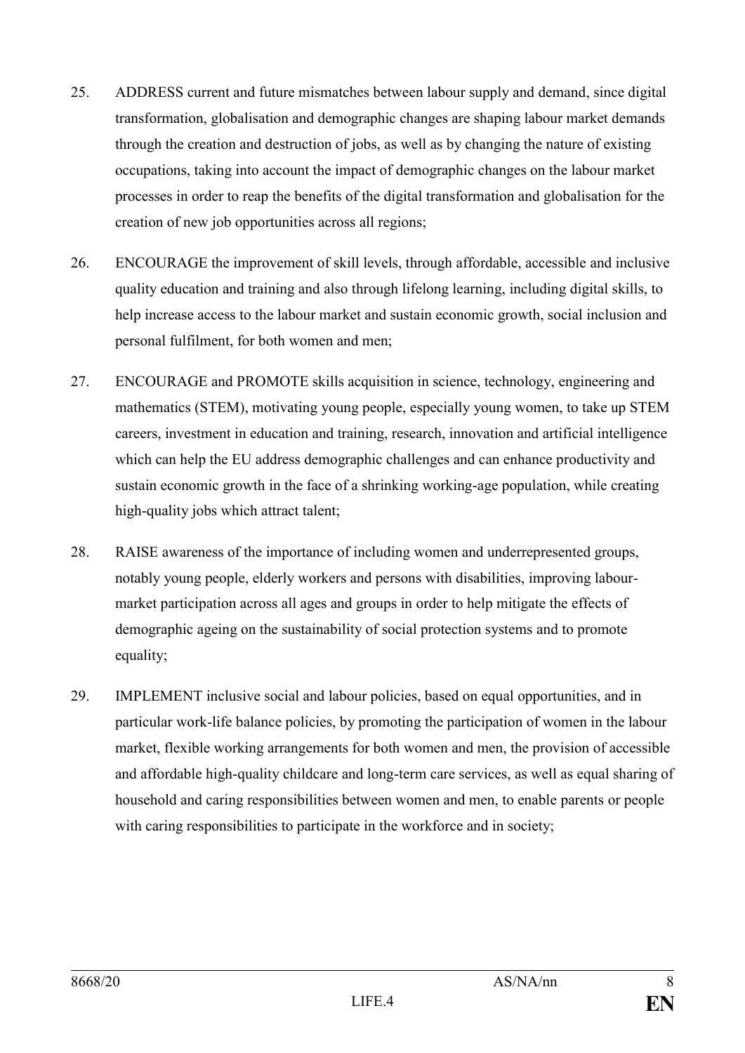25. ADDRESS current and future mismatches between labour supply and demand, since digital transformation, globalisation and demographic changes are shaping labour market demands through the creation and destruction of jobs, as well as by changing the nature of existing occupations, taking into account the impact of demographic changes on the labour market processes in order to reap the benefits of the digital transformation and globalisation for the creation of new job opportunities across all regions;

26. ENCOURAGE the improvement of skill levels, through affordable, accessible and inclusive quality education and training and also through lifelong learning, including digital skills, to help increase access to the labour market and sustain economic growth, social inclusion and personal fulfilment, for both women and men;

27. ENCOURAGE and PROMOTE skills acquisition in science, technology, engineering and mathematics (STEM), motivating young people, especially young women, to take up STEM careers, investment in education and training, research, innovation and artificial intelligence which can help the EU address demographic challenges and can enhance productivity and sustain economic growth in the face of a shrinking working-age population, while creating high-quality jobs which attract talent;

28. RAISE awareness of the importance of including women and underrepresented groups, notably young people, elderly workers and persons with disabilities, improving labour-market participation across all ages and groups in order to help mitigate the effects of demographic ageing on the sustainability of social protection systems and to promote equality;

29. IMPLEMENT inclusive social and labour policies, based on equal opportunities, and in particular work-life balance policies, by promoting the participation of women in the labour market, flexible working arrangements for both women and men, the provision of accessible and affordable high-quality childcare and long-term care services, as well as equal sharing of household and caring responsibilities between women and men, to enable parents or people with caring responsibilities to participate in the workforce and in society;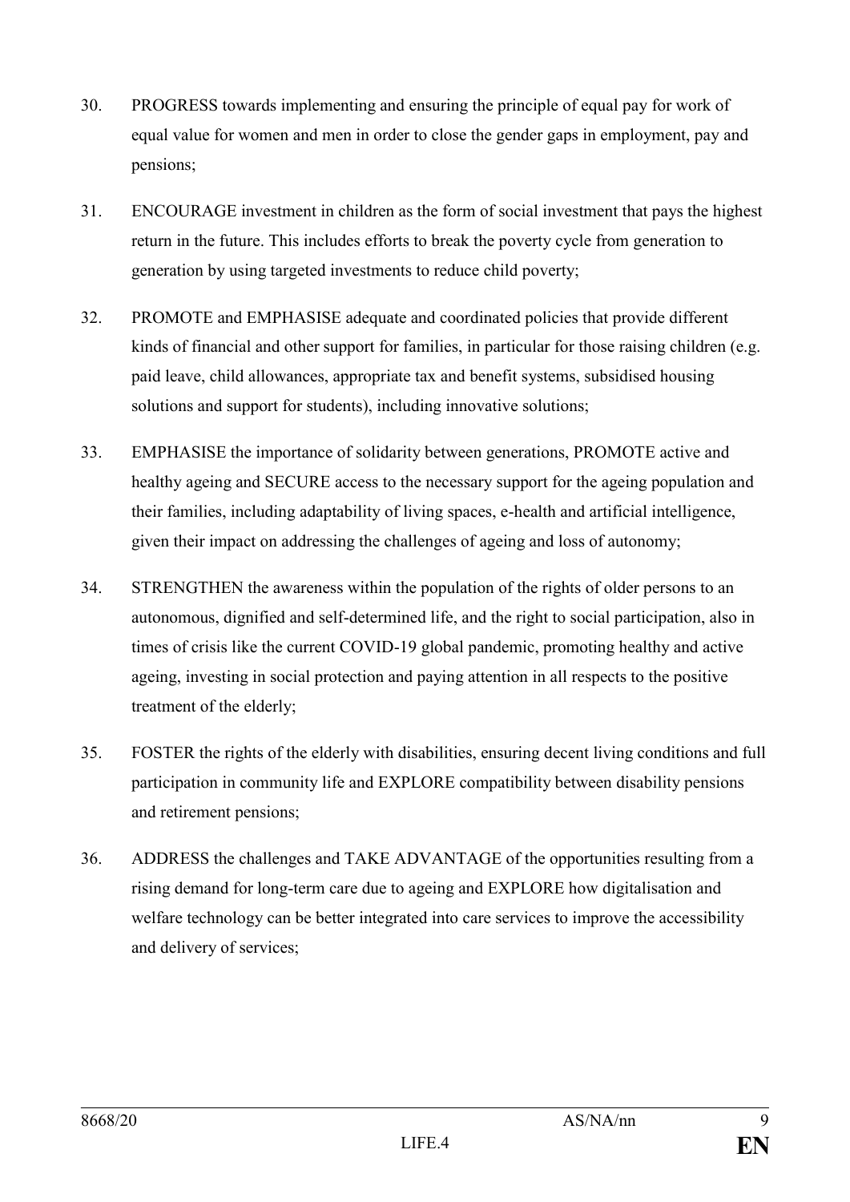30. PROGRESS towards implementing and ensuring the principle of equal pay for work of equal value for women and men in order to close the gender gaps in employment, pay and pensions;

31. ENCOURAGE investment in children as the form of social investment that pays the highest return in the future. This includes efforts to break the poverty cycle from generation to generation by using targeted investments to reduce child poverty;

32. PROMOTE and EMPHASISE adequate and coordinated policies that provide different kinds of financial and other support for families, in particular for those raising children (e.g. paid leave, child allowances, appropriate tax and benefit systems, subsidised housing solutions and support for students), including innovative solutions;

33. EMPHASISE the importance of solidarity between generations, PROMOTE active and healthy ageing and SECURE access to the necessary support for the ageing population and their families, including adaptability of living spaces, e-health and artificial intelligence, given their impact on addressing the challenges of ageing and loss of autonomy;

34. STRENGTHEN the awareness within the population of the rights of older persons to an autonomous, dignified and self-determined life, and the right to social participation, also in times of crisis like the current COVID-19 global pandemic, promoting healthy and active ageing, investing in social protection and paying attention in all respects to the positive treatment of the elderly;

35. FOSTER the rights of the elderly with disabilities, ensuring decent living conditions and full participation in community life and EXPLORE compatibility between disability pensions and retirement pensions;

36. ADDRESS the challenges and TAKE ADVANTAGE of the opportunities resulting from a rising demand for long-term care due to ageing and EXPLORE how digitalisation and welfare technology can be better integrated into care services to improve the accessibility and delivery of services;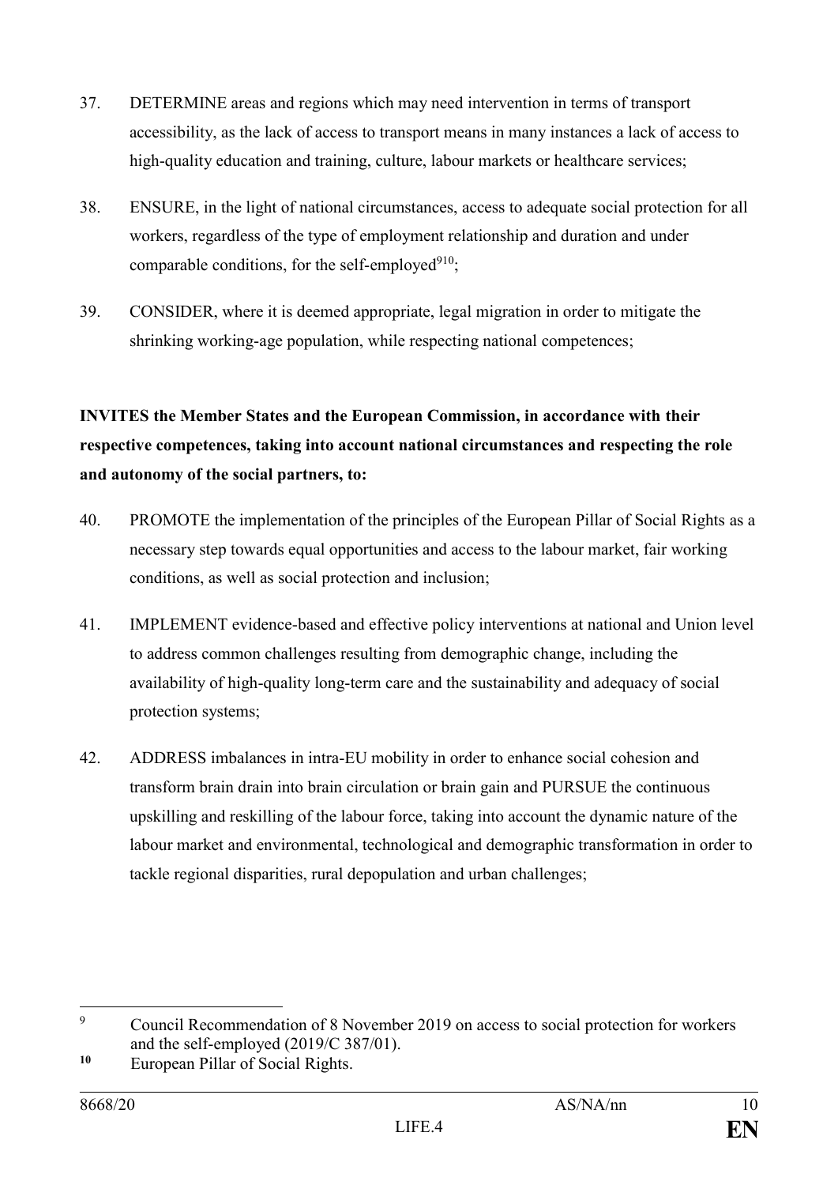37. DETERMINE areas and regions which may need intervention in terms of transport accessibility, as the lack of access to transport means in many instances a lack of access to high-quality education and training, culture, labour markets or healthcare services;

38. ENSURE, in the light of national circumstances, access to adequate social protection for all workers, regardless of the type of employment relationship and duration and under comparable conditions, for the self-employed[9][10];

39. CONSIDER, where it is deemed appropriate, legal migration in order to mitigate the shrinking working-age population, while respecting national competences;

**INVITES the Member States and the European Commission, in accordance with their respective competences, taking into account national circumstances and respecting the role and autonomy of the social partners, to:**

40. PROMOTE the implementation of the principles of the European Pillar of Social Rights as a necessary step towards equal opportunities and access to the labour market, fair working conditions, as well as social protection and inclusion;

41. IMPLEMENT evidence-based and effective policy interventions at national and Union level to address common challenges resulting from demographic change, including the availability of high-quality long-term care and the sustainability and adequacy of social protection systems;

42. ADDRESS imbalances in intra-EU mobility in order to enhance social cohesion and transform brain drain into brain circulation or brain gain and PURSUE the continuous upskilling and reskilling of the labour force, taking into account the dynamic nature of the labour market and environmental, technological and demographic transformation in order to tackle regional disparities, rural depopulation and urban challenges;

---

[9] Council Recommendation of 8 November 2019 on access to social protection for workers and the self-employed (2019/C 387/01).

[10] European Pillar of Social Rights.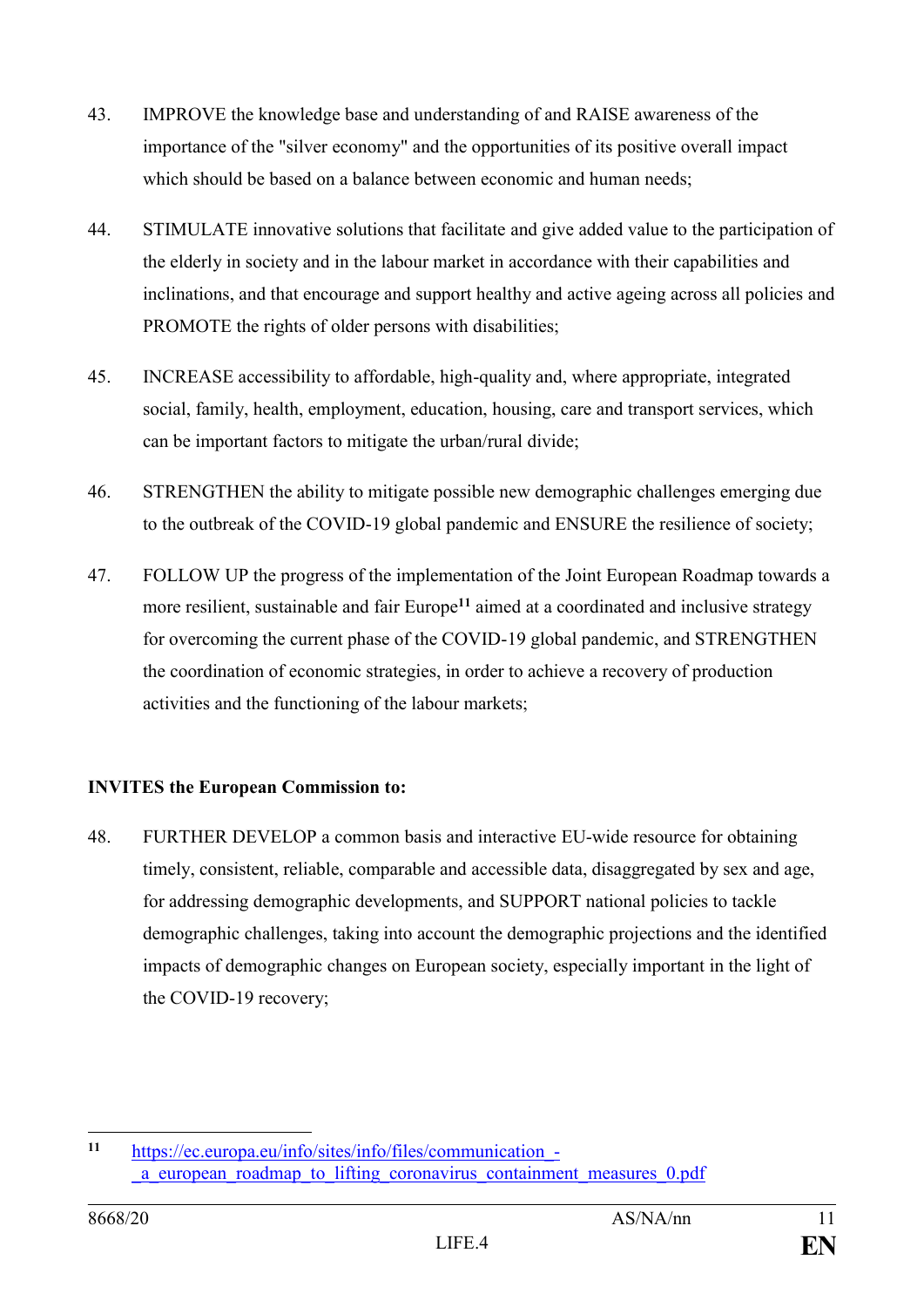43. IMPROVE the knowledge base and understanding of and RAISE awareness of the importance of the "silver economy" and the opportunities of its positive overall impact which should be based on a balance between economic and human needs;

44. STIMULATE innovative solutions that facilitate and give added value to the participation of the elderly in society and in the labour market in accordance with their capabilities and inclinations, and that encourage and support healthy and active ageing across all policies and PROMOTE the rights of older persons with disabilities;

45. INCREASE accessibility to affordable, high-quality and, where appropriate, integrated social, family, health, employment, education, housing, care and transport services, which can be important factors to mitigate the urban/rural divide;

46. STRENGTHEN the ability to mitigate possible new demographic challenges emerging due to the outbreak of the COVID-19 global pandemic and ENSURE the resilience of society;

47. FOLLOW UP the progress of the implementation of the Joint European Roadmap towards a more resilient, sustainable and fair Europe[11] aimed at a coordinated and inclusive strategy for overcoming the current phase of the COVID-19 global pandemic, and STRENGTHEN the coordination of economic strategies, in order to achieve a recovery of production activities and the functioning of the labour markets;

**INVITES the European Commission to:**

48. FURTHER DEVELOP a common basis and interactive EU-wide resource for obtaining timely, consistent, reliable, comparable and accessible data, disaggregated by sex and age, for addressing demographic developments, and SUPPORT national policies to tackle demographic challenges, taking into account the demographic projections and the identified impacts of demographic changes on European society, especially important in the light of the COVID-19 recovery;

---

[11] https://ec.europa.eu/info/sites/info/files/communication_-_a_european_roadmap_to_lifting_coronavirus_containment_measures_0.pdf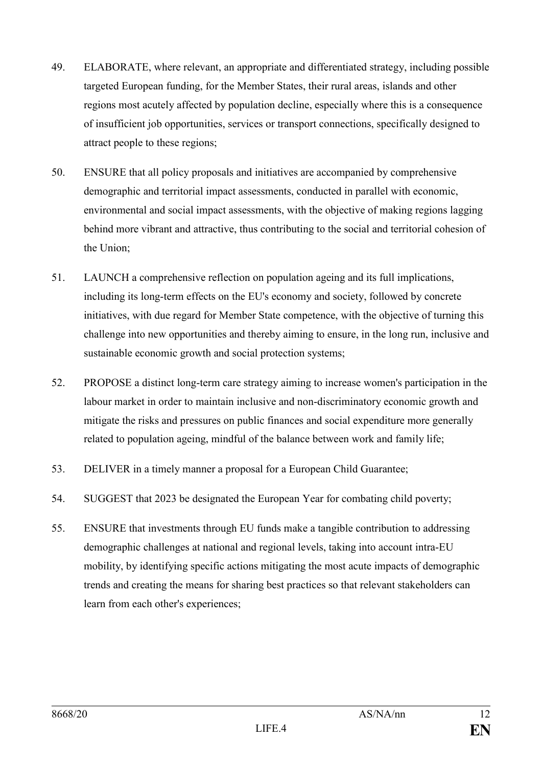49. ELABORATE, where relevant, an appropriate and differentiated strategy, including possible targeted European funding, for the Member States, their rural areas, islands and other regions most acutely affected by population decline, especially where this is a consequence of insufficient job opportunities, services or transport connections, specifically designed to attract people to these regions;

50. ENSURE that all policy proposals and initiatives are accompanied by comprehensive demographic and territorial impact assessments, conducted in parallel with economic, environmental and social impact assessments, with the objective of making regions lagging behind more vibrant and attractive, thus contributing to the social and territorial cohesion of the Union;

51. LAUNCH a comprehensive reflection on population ageing and its full implications, including its long-term effects on the EU's economy and society, followed by concrete initiatives, with due regard for Member State competence, with the objective of turning this challenge into new opportunities and thereby aiming to ensure, in the long run, inclusive and sustainable economic growth and social protection systems;

52. PROPOSE a distinct long-term care strategy aiming to increase women's participation in the labour market in order to maintain inclusive and non-discriminatory economic growth and mitigate the risks and pressures on public finances and social expenditure more generally related to population ageing, mindful of the balance between work and family life;

53. DELIVER in a timely manner a proposal for a European Child Guarantee;

54. SUGGEST that 2023 be designated the European Year for combating child poverty;

55. ENSURE that investments through EU funds make a tangible contribution to addressing demographic challenges at national and regional levels, taking into account intra-EU mobility, by identifying specific actions mitigating the most acute impacts of demographic trends and creating the means for sharing best practices so that relevant stakeholders can learn from each other's experiences;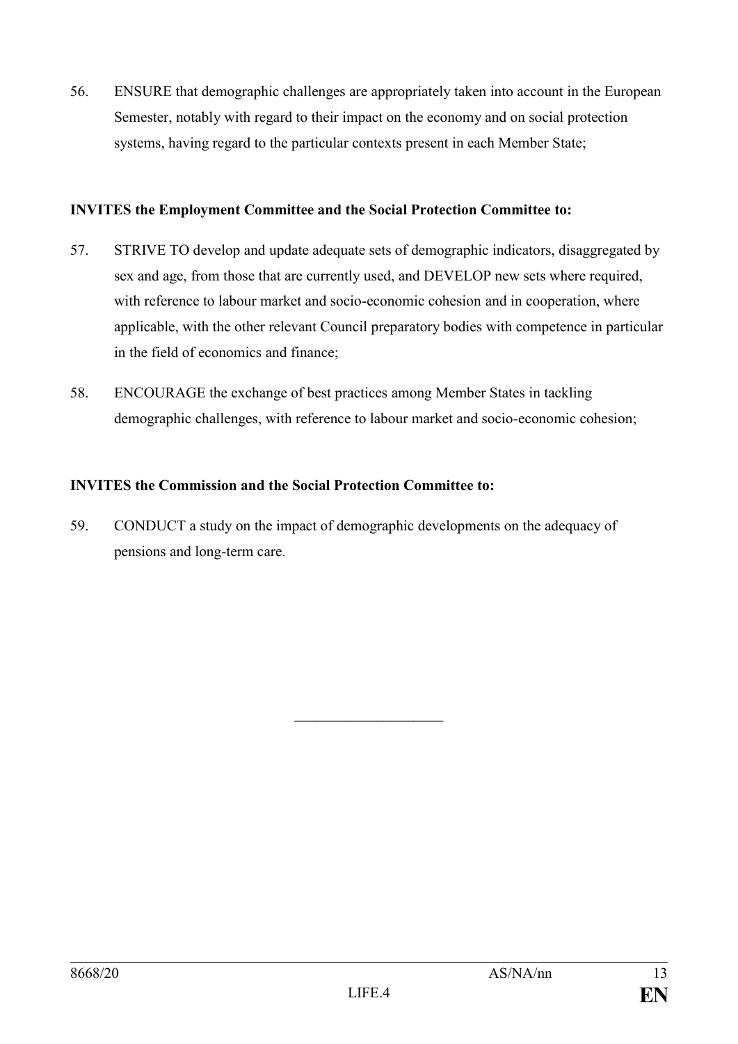56. ENSURE that demographic challenges are appropriately taken into account in the European Semester, notably with regard to their impact on the economy and on social protection systems, having regard to the particular contexts present in each Member State;

**INVITES the Employment Committee and the Social Protection Committee to:**

57. STRIVE TO develop and update adequate sets of demographic indicators, disaggregated by sex and age, from those that are currently used, and DEVELOP new sets where required, with reference to labour market and socio-economic cohesion and in cooperation, where applicable, with the other relevant Council preparatory bodies with competence in particular in the field of economics and finance;

58. ENCOURAGE the exchange of best practices among Member States in tackling demographic challenges, with reference to labour market and socio-economic cohesion;

**INVITES the Commission and the Social Protection Committee to:**

59. CONDUCT a study on the impact of demographic developments on the adequacy of pensions and long-term care.

---